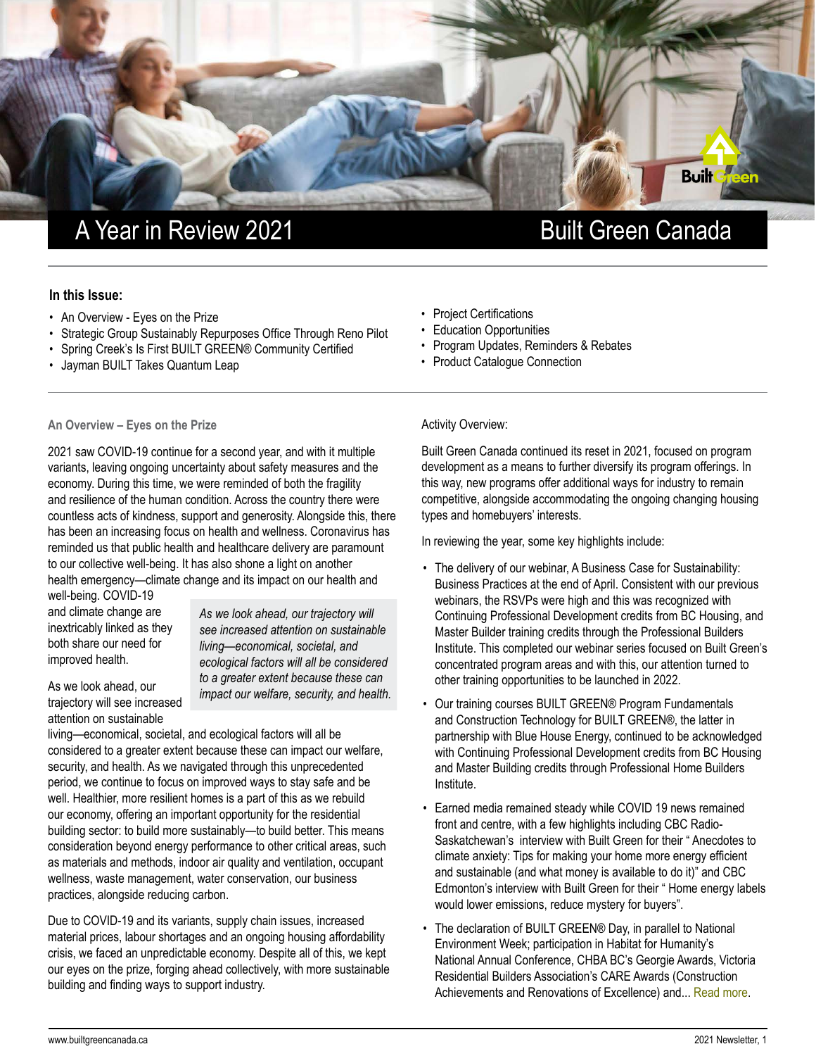# A Year in Review 2021 — Built Green Canada

**In this Issue:**

- An Overview - Eyes on the Prize
- Strategic Group Sustainably Repurposes Office Through Reno Pilot
- Spring Creek's Is First BUILT GREEN® Community Certified
- Jayman BUILT Takes Quantum Leap
- Project Certifications
- Education Opportunities
- Program Updates, Reminders & Rebates
- Product Catalogue Connection

## An Overview – Eyes on the Prize

2021 saw COVID-19 continue for a second year, and with it multiple variants, leaving ongoing uncertainty about safety measures and the economy. During this time, we were reminded of both the fragility and resilience of the human condition. Across the country there were countless acts of kindness, support and generosity. Alongside this, there has been an increasing focus on health and wellness. Coronavirus has reminded us that public health and healthcare delivery are paramount to our collective well-being. It has also shone a light on another health emergency—climate change and its impact on our health and well-being. COVID-19 and climate change are inextricably linked as they both share our need for improved health.

> *As we look ahead, our trajectory will see increased attention on sustainable living—economical, societal, and ecological factors will all be considered to a greater extent because these can impact our welfare, security, and health.*

As we look ahead, our trajectory will see increased attention on sustainable living—economical, societal, and ecological factors will all be considered to a greater extent because these can impact our welfare, security, and health. As we navigated through this unprecedented period, we continue to focus on improved ways to stay safe and be well. Healthier, more resilient homes is a part of this as we rebuild our economy, offering an important opportunity for the residential building sector: to build more sustainably—to build better. This means consideration beyond energy performance to other critical areas, such as materials and methods, indoor air quality and ventilation, occupant wellness, waste management, water conservation, our business practices, alongside reducing carbon.

Due to COVID-19 and its variants, supply chain issues, increased material prices, labour shortages and an ongoing housing affordability crisis, we faced an unpredictable economy. Despite all of this, we kept our eyes on the prize, forging ahead collectively, with more sustainable building and finding ways to support industry.

Activity Overview:

Built Green Canada continued its reset in 2021, focused on program development as a means to further diversify its program offerings. In this way, new programs offer additional ways for industry to remain competitive, alongside accommodating the ongoing changing housing types and homebuyers' interests.

In reviewing the year, some key highlights include:

- The delivery of our webinar, A Business Case for Sustainability: Business Practices at the end of April. Consistent with our previous webinars, the RSVPs were high and this was recognized with Continuing Professional Development credits from BC Housing, and Master Builder training credits through the Professional Builders Institute. This completed our webinar series focused on Built Green's concentrated program areas and with this, our attention turned to other training opportunities to be launched in 2022.
- Our training courses BUILT GREEN® Program Fundamentals and Construction Technology for BUILT GREEN®, the latter in partnership with Blue House Energy, continued to be acknowledged with Continuing Professional Development credits from BC Housing and Master Building credits through Professional Home Builders Institute.
- Earned media remained steady while COVID 19 news remained front and centre, with a few highlights including CBC Radio-Saskatchewan's interview with Built Green for their " Anecdotes to climate anxiety: Tips for making your home more energy efficient and sustainable (and what money is available to do it)" and CBC Edmonton's interview with Built Green for their " Home energy labels would lower emissions, reduce mystery for buyers".
- The declaration of BUILT GREEN® Day, in parallel to National Environment Week; participation in Habitat for Humanity's National Annual Conference, CHBA BC's Georgie Awards, Victoria Residential Builders Association's CARE Awards (Construction Achievements and Renovations of Excellence) and... Read more.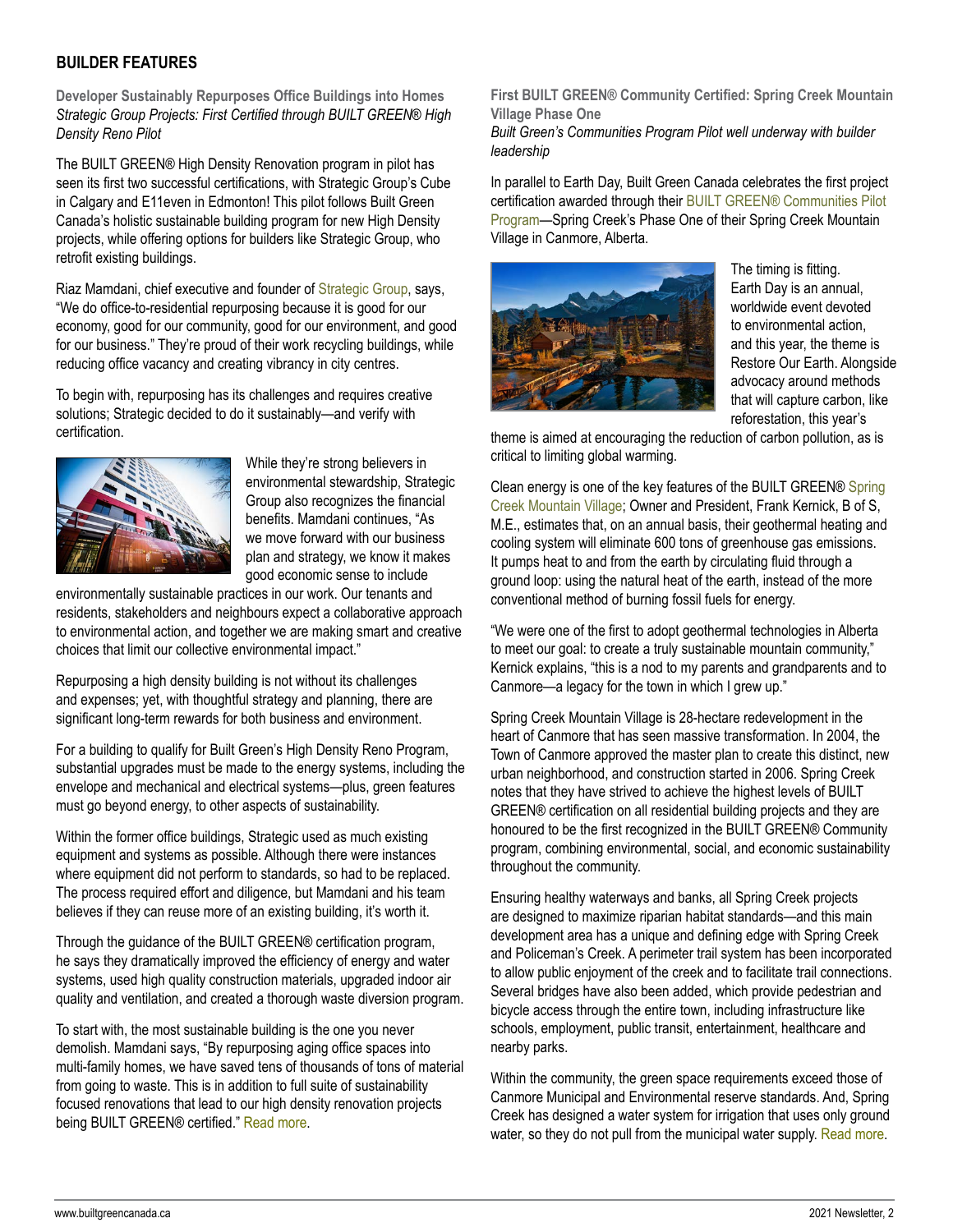## BUILDER FEATURES

**Developer Sustainably Repurposes Office Buildings into Homes**
*Strategic Group Projects: First Certified through BUILT GREEN® High Density Reno Pilot*

The BUILT GREEN® High Density Renovation program in pilot has seen its first two successful certifications, with Strategic Group's Cube in Calgary and E11even in Edmonton! This pilot follows Built Green Canada's holistic sustainable building program for new High Density projects, while offering options for builders like Strategic Group, who retrofit existing buildings.

Riaz Mamdani, chief executive and founder of Strategic Group, says, "We do office-to-residential repurposing because it is good for our economy, good for our community, good for our environment, and good for our business." They're proud of their work recycling buildings, while reducing office vacancy and creating vibrancy in city centres.

To begin with, repurposing has its challenges and requires creative solutions; Strategic decided to do it sustainably—and verify with certification.

While they're strong believers in environmental stewardship, Strategic Group also recognizes the financial benefits. Mamdani continues, "As we move forward with our business plan and strategy, we know it makes good economic sense to include environmentally sustainable practices in our work. Our tenants and residents, stakeholders and neighbours expect a collaborative approach to environmental action, and together we are making smart and creative choices that limit our collective environmental impact."

Repurposing a high density building is not without its challenges and expenses; yet, with thoughtful strategy and planning, there are significant long-term rewards for both business and environment.

For a building to qualify for Built Green's High Density Reno Program, substantial upgrades must be made to the energy systems, including the envelope and mechanical and electrical systems—plus, green features must go beyond energy, to other aspects of sustainability.

Within the former office buildings, Strategic used as much existing equipment and systems as possible. Although there were instances where equipment did not perform to standards, so had to be replaced. The process required effort and diligence, but Mamdani and his team believes if they can reuse more of an existing building, it's worth it.

Through the guidance of the BUILT GREEN® certification program, he says they dramatically improved the efficiency of energy and water systems, used high quality construction materials, upgraded indoor air quality and ventilation, and created a thorough waste diversion program.

To start with, the most sustainable building is the one you never demolish. Mamdani says, "By repurposing aging office spaces into multi-family homes, we have saved tens of thousands of tons of material from going to waste. This is in addition to full suite of sustainability focused renovations that lead to our high density renovation projects being BUILT GREEN® certified." Read more.

**First BUILT GREEN® Community Certified: Spring Creek Mountain Village Phase One**
*Built Green's Communities Program Pilot well underway with builder leadership*

In parallel to Earth Day, Built Green Canada celebrates the first project certification awarded through their BUILT GREEN® Communities Pilot Program—Spring Creek's Phase One of their Spring Creek Mountain Village in Canmore, Alberta.

The timing is fitting. Earth Day is an annual, worldwide event devoted to environmental action, and this year, the theme is Restore Our Earth. Alongside advocacy around methods that will capture carbon, like reforestation, this year's theme is aimed at encouraging the reduction of carbon pollution, as is critical to limiting global warming.

Clean energy is one of the key features of the BUILT GREEN® Spring Creek Mountain Village; Owner and President, Frank Kernick, B of S, M.E., estimates that, on an annual basis, their geothermal heating and cooling system will eliminate 600 tons of greenhouse gas emissions. It pumps heat to and from the earth by circulating fluid through a ground loop: using the natural heat of the earth, instead of the more conventional method of burning fossil fuels for energy.

"We were one of the first to adopt geothermal technologies in Alberta to meet our goal: to create a truly sustainable mountain community," Kernick explains, "this is a nod to my parents and grandparents and to Canmore—a legacy for the town in which I grew up."

Spring Creek Mountain Village is 28-hectare redevelopment in the heart of Canmore that has seen massive transformation. In 2004, the Town of Canmore approved the master plan to create this distinct, new urban neighborhood, and construction started in 2006. Spring Creek notes that they have strived to achieve the highest levels of BUILT GREEN® certification on all residential building projects and they are honoured to be the first recognized in the BUILT GREEN® Community program, combining environmental, social, and economic sustainability throughout the community.

Ensuring healthy waterways and banks, all Spring Creek projects are designed to maximize riparian habitat standards—and this main development area has a unique and defining edge with Spring Creek and Policeman's Creek. A perimeter trail system has been incorporated to allow public enjoyment of the creek and to facilitate trail connections. Several bridges have also been added, which provide pedestrian and bicycle access through the entire town, including infrastructure like schools, employment, public transit, entertainment, healthcare and nearby parks.

Within the community, the green space requirements exceed those of Canmore Municipal and Environmental reserve standards. And, Spring Creek has designed a water system for irrigation that uses only ground water, so they do not pull from the municipal water supply. Read more.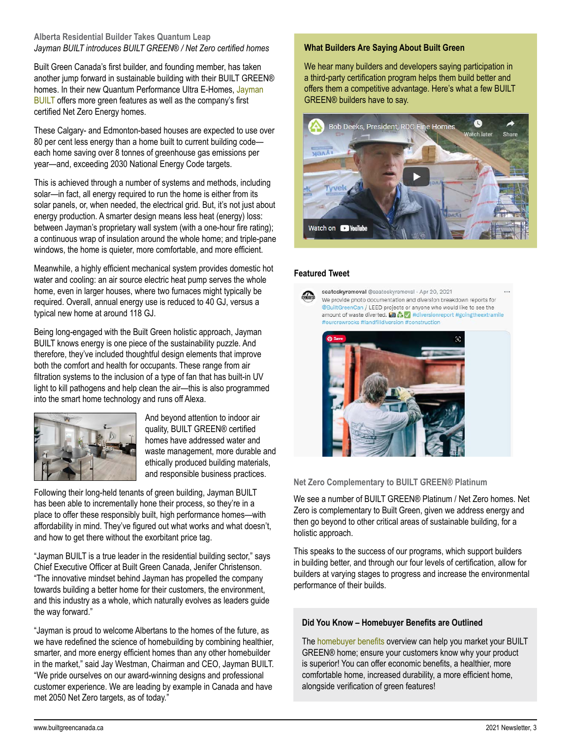### Alberta Residential Builder Takes Quantum Leap

*Jayman BUILT introduces BUILT GREEN® / Net Zero certified homes*

Built Green Canada's first builder, and founding member, has taken another jump forward in sustainable building with their BUILT GREEN® homes. In their new Quantum Performance Ultra E-Homes, Jayman BUILT offers more green features as well as the company's first certified Net Zero Energy homes.

These Calgary- and Edmonton-based houses are expected to use over 80 per cent less energy than a home built to current building code—each home saving over 8 tonnes of greenhouse gas emissions per year—and, exceeding 2030 National Energy Code targets.

This is achieved through a number of systems and methods, including solar—in fact, all energy required to run the home is either from its solar panels, or, when needed, the electrical grid. But, it's not just about energy production. A smarter design means less heat (energy) loss: between Jayman's proprietary wall system (with a one-hour fire rating); a continuous wrap of insulation around the whole home; and triple-pane windows, the home is quieter, more comfortable, and more efficient.

Meanwhile, a highly efficient mechanical system provides domestic hot water and cooling: an air source electric heat pump serves the whole home, even in larger houses, where two furnaces might typically be required. Overall, annual energy use is reduced to 40 GJ, versus a typical new home at around 118 GJ.

Being long-engaged with the Built Green holistic approach, Jayman BUILT knows energy is one piece of the sustainability puzzle. And therefore, they've included thoughtful design elements that improve both the comfort and health for occupants. These range from air filtration systems to the inclusion of a type of fan that has built-in UV light to kill pathogens and help clean the air—this is also programmed into the smart home technology and runs off Alexa.

And beyond attention to indoor air quality, BUILT GREEN® certified homes have addressed water and waste management, more durable and ethically produced building materials, and responsible business practices.

Following their long-held tenants of green building, Jayman BUILT has been able to incrementally hone their process, so they're in a place to offer these responsibly built, high performance homes—with affordability in mind. They've figured out what works and what doesn't, and how to get there without the exorbitant price tag.

"Jayman BUILT is a true leader in the residential building sector," says Chief Executive Officer at Built Green Canada, Jenifer Christenson. "The innovative mindset behind Jayman has propelled the company towards building a better home for their customers, the environment, and this industry as a whole, which naturally evolves as leaders guide the way forward."

"Jayman is proud to welcome Albertans to the homes of the future, as we have redefined the science of homebuilding by combining healthier, smarter, and more energy efficient homes than any other homebuilder in the market," said Jay Westman, Chairman and CEO, Jayman BUILT. "We pride ourselves on our award-winning designs and professional customer experience. We are leading by example in Canada and have met 2050 Net Zero targets, as of today."

### What Builders Are Saying About Built Green

We hear many builders and developers saying participation in a third-party certification program helps them build better and offers them a competitive advantage. Here's what a few BUILT GREEN® builders have to say.

Bob Deeks, President, RDC Fine Homes

Watch on YouTube

### Featured Tweet

seatoskyremoval @seatoskyremoval · Apr 20, 2021

We provide photo documentation and diversion breakdown reports for @BuiltGreenCan / LEED projects or anyone who would like to see the amount of waste diverted. #diversionreport #goingtheextramile #ourcrewrocks #landfilldiversion #construction

### Net Zero Complementary to BUILT GREEN® Platinum

We see a number of BUILT GREEN® Platinum / Net Zero homes. Net Zero is complementary to Built Green, given we address energy and then go beyond to other critical areas of sustainable building, for a holistic approach.

This speaks to the success of our programs, which support builders in building better, and through our four levels of certification, allow for builders at varying stages to progress and increase the environmental performance of their builds.

### Did You Know – Homebuyer Benefits are Outlined

The homebuyer benefits overview can help you market your BUILT GREEN® home; ensure your customers know why your product is superior! You can offer economic benefits, a healthier, more comfortable home, increased durability, a more efficient home, alongside verification of green features!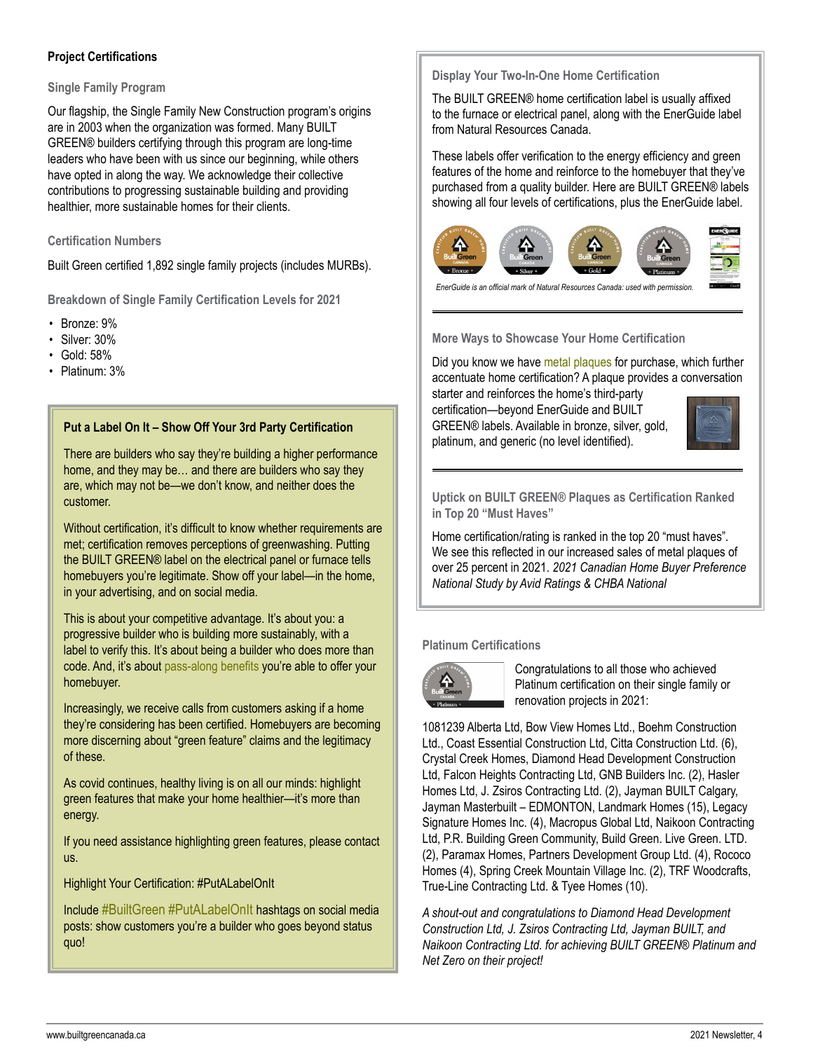## Project Certifications

### Single Family Program

Our flagship, the Single Family New Construction program's origins are in 2003 when the organization was formed. Many BUILT GREEN® builders certifying through this program are long-time leaders who have been with us since our beginning, while others have opted in along the way. We acknowledge their collective contributions to progressing sustainable building and providing healthier, more sustainable homes for their clients.

### Certification Numbers

Built Green certified 1,892 single family projects (includes MURBs).

### Breakdown of Single Family Certification Levels for 2021

- Bronze: 9%
- Silver: 30%
- Gold: 58%
- Platinum: 3%

### Put a Label On It – Show Off Your 3rd Party Certification

There are builders who say they're building a higher performance home, and they may be… and there are builders who say they are, which may not be—we don't know, and neither does the customer.

Without certification, it's difficult to know whether requirements are met; certification removes perceptions of greenwashing. Putting the BUILT GREEN® label on the electrical panel or furnace tells homebuyers you're legitimate. Show off your label—in the home, in your advertising, and on social media.

This is about your competitive advantage. It's about you: a progressive builder who is building more sustainably, with a label to verify this. It's about being a builder who does more than code. And, it's about pass-along benefits you're able to offer your homebuyer.

Increasingly, we receive calls from customers asking if a home they're considering has been certified. Homebuyers are becoming more discerning about "green feature" claims and the legitimacy of these.

As covid continues, healthy living is on all our minds: highlight green features that make your home healthier—it's more than energy.

If you need assistance highlighting green features, please contact us.

Highlight Your Certification: #PutALabelOnIt

Include #BuiltGreen #PutALabelOnIt hashtags on social media posts: show customers you're a builder who goes beyond status quo!

### Display Your Two-In-One Home Certification

The BUILT GREEN® home certification label is usually affixed to the furnace or electrical panel, along with the EnerGuide label from Natural Resources Canada.

These labels offer verification to the energy efficiency and green features of the home and reinforce to the homebuyer that they've purchased from a quality builder. Here are BUILT GREEN® labels showing all four levels of certifications, plus the EnerGuide label.

*EnerGuide is an official mark of Natural Resources Canada: used with permission.*

### More Ways to Showcase Your Home Certification

Did you know we have metal plaques for purchase, which further accentuate home certification? A plaque provides a conversation starter and reinforces the home's third-party certification—beyond EnerGuide and BUILT GREEN® labels. Available in bronze, silver, gold, platinum, and generic (no level identified).

### Uptick on BUILT GREEN® Plaques as Certification Ranked in Top 20 "Must Haves"

Home certification/rating is ranked in the top 20 "must haves". We see this reflected in our increased sales of metal plaques of over 25 percent in 2021. *2021 Canadian Home Buyer Preference National Study by Avid Ratings & CHBA National*

### Platinum Certifications

Congratulations to all those who achieved Platinum certification on their single family or renovation projects in 2021:

1081239 Alberta Ltd, Bow View Homes Ltd., Boehm Construction Ltd., Coast Essential Construction Ltd, Citta Construction Ltd. (6), Crystal Creek Homes, Diamond Head Development Construction Ltd, Falcon Heights Contracting Ltd, GNB Builders Inc. (2), Hasler Homes Ltd, J. Zsiros Contracting Ltd. (2), Jayman BUILT Calgary, Jayman Masterbuilt – EDMONTON, Landmark Homes (15), Legacy Signature Homes Inc. (4), Macropus Global Ltd, Naikoon Contracting Ltd, P.R. Building Green Community, Build Green. Live Green. LTD. (2), Paramax Homes, Partners Development Group Ltd. (4), Rococo Homes (4), Spring Creek Mountain Village Inc. (2), TRF Woodcrafts, True-Line Contracting Ltd. & Tyee Homes (10).

*A shout-out and congratulations to Diamond Head Development Construction Ltd, J. Zsiros Contracting Ltd, Jayman BUILT, and Naikoon Contracting Ltd. for achieving BUILT GREEN® Platinum and Net Zero on their project!*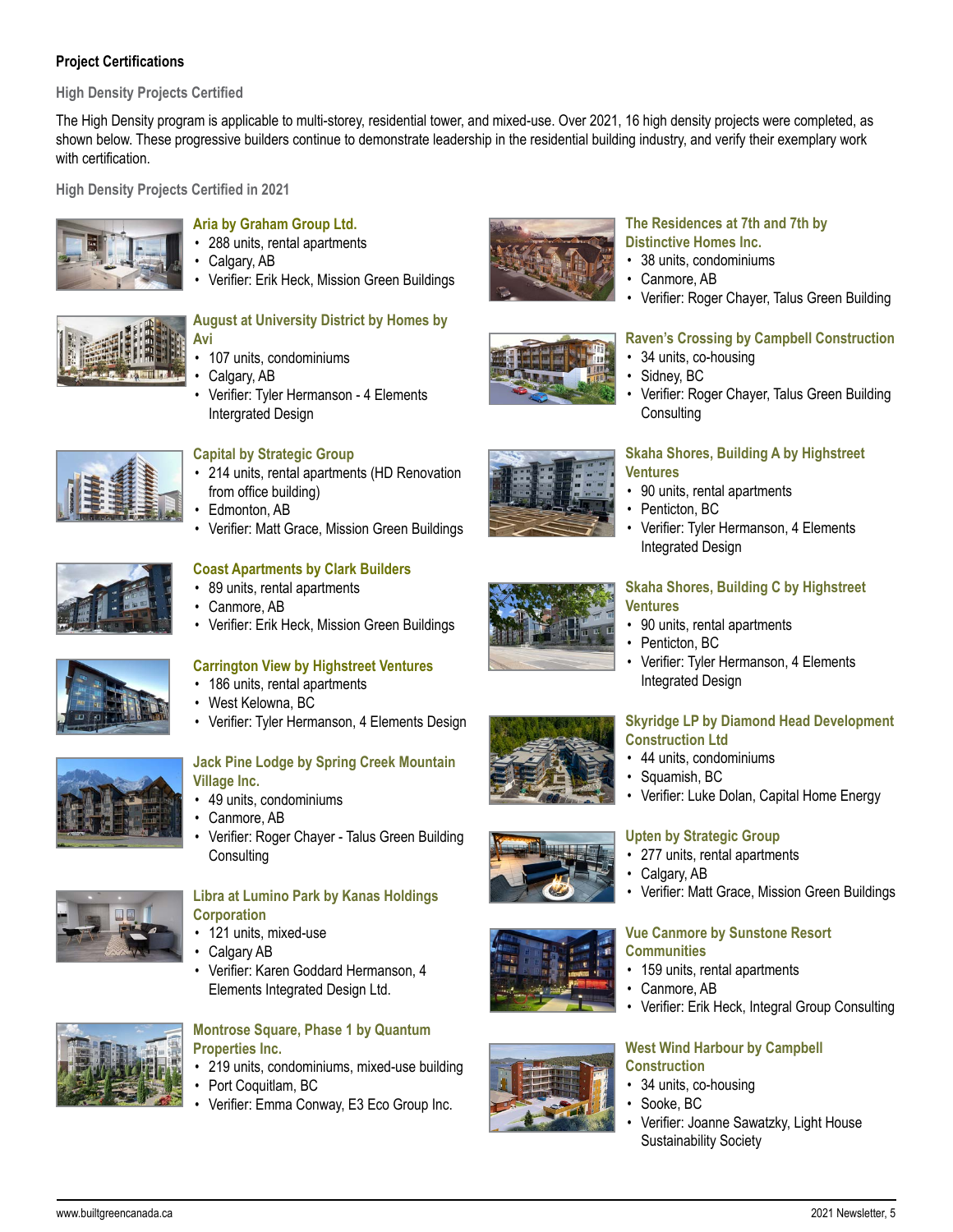### Project Certifications

#### High Density Projects Certified

The High Density program is applicable to multi-storey, residential tower, and mixed-use. Over 2021, 16 high density projects were completed, as shown below. These progressive builders continue to demonstrate leadership in the residential building industry, and verify their exemplary work with certification.

#### High Density Projects Certified in 2021

**Aria by Graham Group Ltd.**
- 288 units, rental apartments
- Calgary, AB
- Verifier: Erik Heck, Mission Green Buildings

**August at University District by Homes by Avi**
- 107 units, condominiums
- Calgary, AB
- Verifier: Tyler Hermanson - 4 Elements Intergrated Design

**Capital by Strategic Group**
- 214 units, rental apartments (HD Renovation from office building)
- Edmonton, AB
- Verifier: Matt Grace, Mission Green Buildings

**Coast Apartments by Clark Builders**
- 89 units, rental apartments
- Canmore, AB
- Verifier: Erik Heck, Mission Green Buildings

**Carrington View by Highstreet Ventures**
- 186 units, rental apartments
- West Kelowna, BC
- Verifier: Tyler Hermanson, 4 Elements Design

**Jack Pine Lodge by Spring Creek Mountain Village Inc.**
- 49 units, condominiums
- Canmore, AB
- Verifier: Roger Chayer - Talus Green Building Consulting

**Libra at Lumino Park by Kanas Holdings Corporation**
- 121 units, mixed-use
- Calgary AB
- Verifier: Karen Goddard Hermanson, 4 Elements Integrated Design Ltd.

**Montrose Square, Phase 1 by Quantum Properties Inc.**
- 219 units, condominiums, mixed-use building
- Port Coquitlam, BC
- Verifier: Emma Conway, E3 Eco Group Inc.

**The Residences at 7th and 7th by Distinctive Homes Inc.**
- 38 units, condominiums
- Canmore, AB
- Verifier: Roger Chayer, Talus Green Building

**Raven's Crossing by Campbell Construction**
- 34 units, co-housing
- Sidney, BC
- Verifier: Roger Chayer, Talus Green Building Consulting

**Skaha Shores, Building A by Highstreet Ventures**
- 90 units, rental apartments
- Penticton, BC
- Verifier: Tyler Hermanson, 4 Elements Integrated Design

**Skaha Shores, Building C by Highstreet Ventures**
- 90 units, rental apartments
- Penticton, BC
- Verifier: Tyler Hermanson, 4 Elements Integrated Design

**Skyridge LP by Diamond Head Development Construction Ltd**
- 44 units, condominiums
- Squamish, BC
- Verifier: Luke Dolan, Capital Home Energy

**Upten by Strategic Group**
- 277 units, rental apartments
- Calgary, AB
- Verifier: Matt Grace, Mission Green Buildings

**Vue Canmore by Sunstone Resort Communities**
- 159 units, rental apartments
- Canmore, AB
- Verifier: Erik Heck, Integral Group Consulting

**West Wind Harbour by Campbell Construction**
- 34 units, co-housing
- Sooke, BC
- Verifier: Joanne Sawatzky, Light House Sustainability Society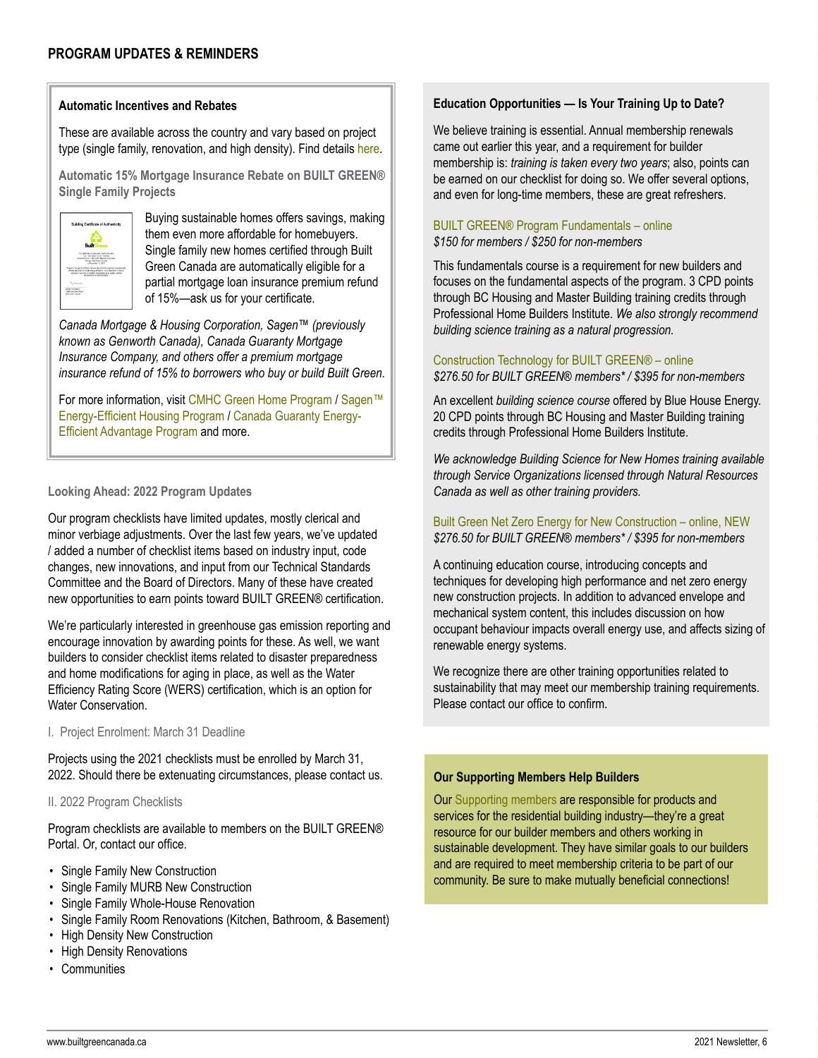## PROGRAM UPDATES & REMINDERS

### Automatic Incentives and Rebates

These are available across the country and vary based on project type (single family, renovation, and high density). Find details here.

#### Automatic 15% Mortgage Insurance Rebate on BUILT GREEN® Single Family Projects

Buying sustainable homes offers savings, making them even more affordable for homebuyers. Single family new homes certified through Built Green Canada are automatically eligible for a partial mortgage loan insurance premium refund of 15%—ask us for your certificate.

*Canada Mortgage & Housing Corporation, Sagen™ (previously known as Genworth Canada), Canada Guaranty Mortgage Insurance Company, and others offer a premium mortgage insurance refund of 15% to borrowers who buy or build Built Green.*

For more information, visit CMHC Green Home Program / Sagen™ Energy-Efficient Housing Program / Canada Guaranty Energy-Efficient Advantage Program and more.

### Looking Ahead: 2022 Program Updates

Our program checklists have limited updates, mostly clerical and minor verbiage adjustments. Over the last few years, we've updated / added a number of checklist items based on industry input, code changes, new innovations, and input from our Technical Standards Committee and the Board of Directors. Many of these have created new opportunities to earn points toward BUILT GREEN® certification.

We're particularly interested in greenhouse gas emission reporting and encourage innovation by awarding points for these. As well, we want builders to consider checklist items related to disaster preparedness and home modifications for aging in place, as well as the Water Efficiency Rating Score (WERS) certification, which is an option for Water Conservation.

#### I. Project Enrolment: March 31 Deadline

Projects using the 2021 checklists must be enrolled by March 31, 2022. Should there be extenuating circumstances, please contact us.

#### II. 2022 Program Checklists

Program checklists are available to members on the BUILT GREEN® Portal. Or, contact our office.

- Single Family New Construction
- Single Family MURB New Construction
- Single Family Whole-House Renovation
- Single Family Room Renovations (Kitchen, Bathroom, & Basement)
- High Density New Construction
- High Density Renovations
- Communities

### Education Opportunities — Is Your Training Up to Date?

We believe training is essential. Annual membership renewals came out earlier this year, and a requirement for builder membership is: *training is taken every two years*; also, points can be earned on our checklist for doing so. We offer several options, and even for long-time members, these are great refreshers.

**BUILT GREEN® Program Fundamentals – online**
*$150 for members / $250 for non-members*

This fundamentals course is a requirement for new builders and focuses on the fundamental aspects of the program. 3 CPD points through BC Housing and Master Building training credits through Professional Home Builders Institute. *We also strongly recommend building science training as a natural progression.*

**Construction Technology for BUILT GREEN® – online**
*$276.50 for BUILT GREEN® members* / $395 for non-members*

An excellent *building science course* offered by Blue House Energy. 20 CPD points through BC Housing and Master Building training credits through Professional Home Builders Institute.

*We acknowledge Building Science for New Homes training available through Service Organizations licensed through Natural Resources Canada as well as other training providers.*

**Built Green Net Zero Energy for New Construction – online, NEW**
*$276.50 for BUILT GREEN® members* / $395 for non-members*

A continuing education course, introducing concepts and techniques for developing high performance and net zero energy new construction projects. In addition to advanced envelope and mechanical system content, this includes discussion on how occupant behaviour impacts overall energy use, and affects sizing of renewable energy systems.

We recognize there are other training opportunities related to sustainability that may meet our membership training requirements. Please contact our office to confirm.

### Our Supporting Members Help Builders

Our Supporting members are responsible for products and services for the residential building industry—they're a great resource for our builder members and others working in sustainable development. They have similar goals to our builders and are required to meet membership criteria to be part of our community. Be sure to make mutually beneficial connections!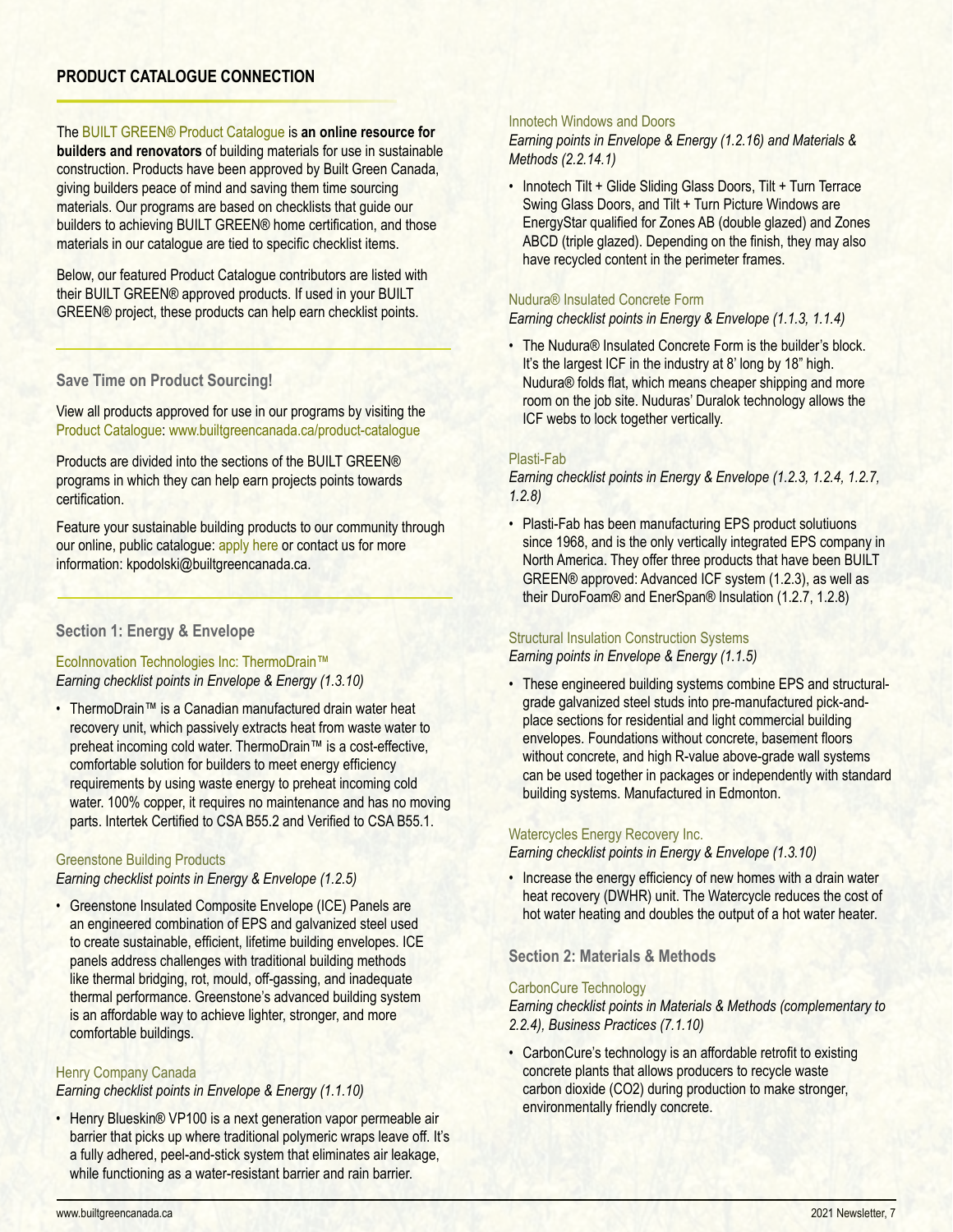## PRODUCT CATALOGUE CONNECTION

The BUILT GREEN® Product Catalogue is **an online resource for builders and renovators** of building materials for use in sustainable construction. Products have been approved by Built Green Canada, giving builders peace of mind and saving them time sourcing materials. Our programs are based on checklists that guide our builders to achieving BUILT GREEN® home certification, and those materials in our catalogue are tied to specific checklist items.

Below, our featured Product Catalogue contributors are listed with their BUILT GREEN® approved products. If used in your BUILT GREEN® project, these products can help earn checklist points.

### Save Time on Product Sourcing!

View all products approved for use in our programs by visiting the Product Catalogue: www.builtgreencanada.ca/product-catalogue

Products are divided into the sections of the BUILT GREEN® programs in which they can help earn projects points towards certification.

Feature your sustainable building products to our community through our online, public catalogue: apply here or contact us for more information: kpodolski@builtgreencanada.ca.

### Section 1: Energy & Envelope

EcoInnovation Technologies Inc: ThermoDrain™
*Earning checklist points in Envelope & Energy (1.3.10)*

- ThermoDrain™ is a Canadian manufactured drain water heat recovery unit, which passively extracts heat from waste water to preheat incoming cold water. ThermoDrain™ is a cost-effective, comfortable solution for builders to meet energy efficiency requirements by using waste energy to preheat incoming cold water. 100% copper, it requires no maintenance and has no moving parts. Intertek Certified to CSA B55.2 and Verified to CSA B55.1.

Greenstone Building Products
*Earning checklist points in Energy & Envelope (1.2.5)*

- Greenstone Insulated Composite Envelope (ICE) Panels are an engineered combination of EPS and galvanized steel used to create sustainable, efficient, lifetime building envelopes. ICE panels address challenges with traditional building methods like thermal bridging, rot, mould, off-gassing, and inadequate thermal performance. Greenstone's advanced building system is an affordable way to achieve lighter, stronger, and more comfortable buildings.

Henry Company Canada
*Earning checklist points in Envelope & Energy (1.1.10)*

- Henry Blueskin® VP100 is a next generation vapor permeable air barrier that picks up where traditional polymeric wraps leave off. It's a fully adhered, peel-and-stick system that eliminates air leakage, while functioning as a water-resistant barrier and rain barrier.

Innotech Windows and Doors
*Earning points in Envelope & Energy (1.2.16) and Materials & Methods (2.2.14.1)*

- Innotech Tilt + Glide Sliding Glass Doors, Tilt + Turn Terrace Swing Glass Doors, and Tilt + Turn Picture Windows are EnergyStar qualified for Zones AB (double glazed) and Zones ABCD (triple glazed). Depending on the finish, they may also have recycled content in the perimeter frames.

Nudura® Insulated Concrete Form
*Earning checklist points in Energy & Envelope (1.1.3, 1.1.4)*

- The Nudura® Insulated Concrete Form is the builder's block. It's the largest ICF in the industry at 8' long by 18" high. Nudura® folds flat, which means cheaper shipping and more room on the job site. Nuduras' Duralok technology allows the ICF webs to lock together vertically.

Plasti-Fab
*Earning checklist points in Energy & Envelope (1.2.3, 1.2.4, 1.2.7, 1.2.8)*

- Plasti-Fab has been manufacturing EPS product solutiuons since 1968, and is the only vertically integrated EPS company in North America. They offer three products that have been BUILT GREEN® approved: Advanced ICF system (1.2.3), as well as their DuroFoam® and EnerSpan® Insulation (1.2.7, 1.2.8)

Structural Insulation Construction Systems
*Earning points in Envelope & Energy (1.1.5)*

- These engineered building systems combine EPS and structural-grade galvanized steel studs into pre-manufactured pick-and-place sections for residential and light commercial building envelopes. Foundations without concrete, basement floors without concrete, and high R-value above-grade wall systems can be used together in packages or independently with standard building systems. Manufactured in Edmonton.

Watercycles Energy Recovery Inc.
*Earning checklist points in Energy & Envelope (1.3.10)*

- Increase the energy efficiency of new homes with a drain water heat recovery (DWHR) unit. The Watercycle reduces the cost of hot water heating and doubles the output of a hot water heater.

### Section 2: Materials & Methods

CarbonCure Technology
*Earning checklist points in Materials & Methods (complementary to 2.2.4), Business Practices (7.1.10)*

- CarbonCure's technology is an affordable retrofit to existing concrete plants that allows producers to recycle waste carbon dioxide ($CO_2$) during production to make stronger, environmentally friendly concrete.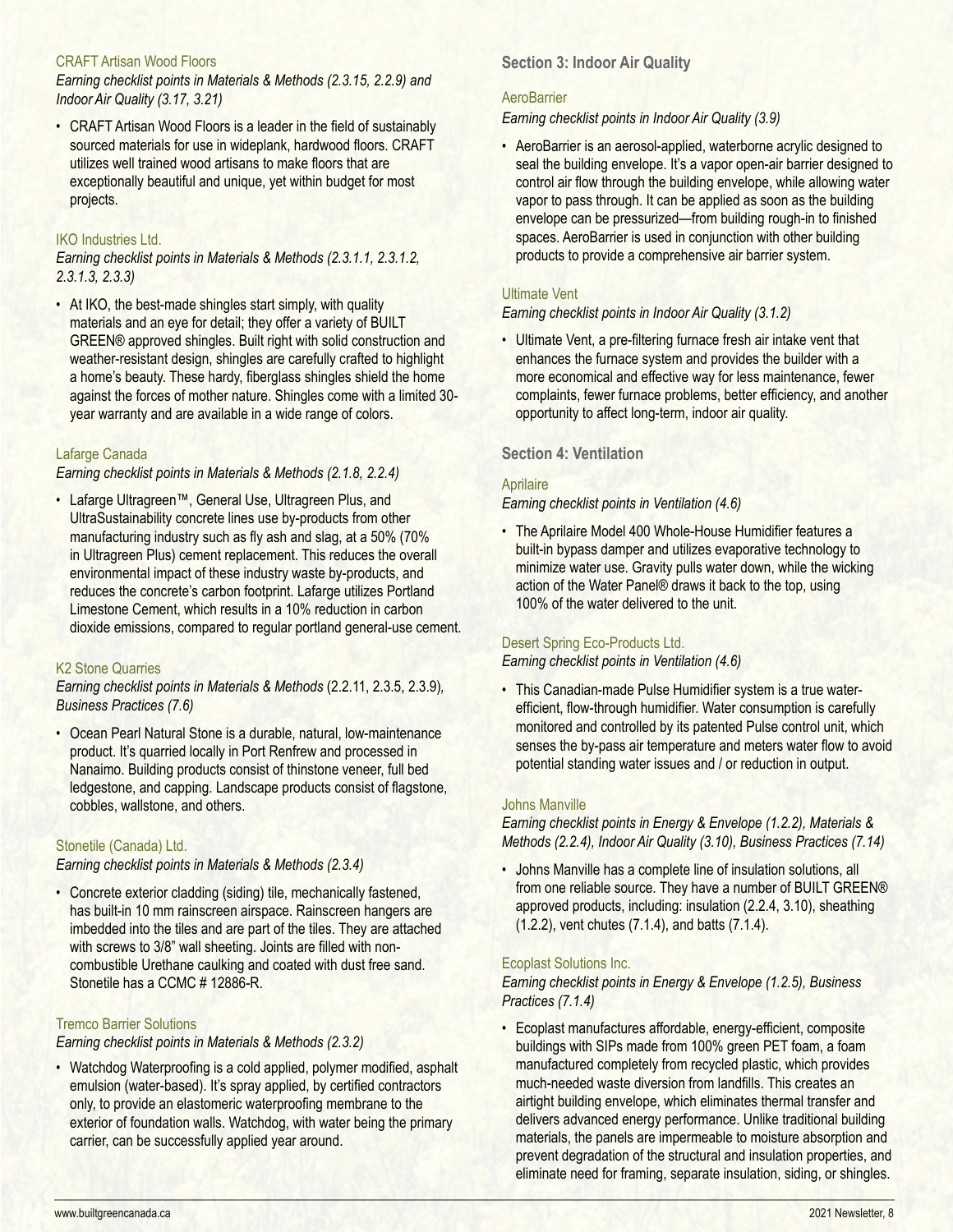CRAFT Artisan Wood Floors

*Earning checklist points in Materials & Methods (2.3.15, 2.2.9) and Indoor Air Quality (3.17, 3.21)*

- CRAFT Artisan Wood Floors is a leader in the field of sustainably sourced materials for use in wideplank, hardwood floors. CRAFT utilizes well trained wood artisans to make floors that are exceptionally beautiful and unique, yet within budget for most projects.

IKO Industries Ltd.

*Earning checklist points in Materials & Methods (2.3.1.1, 2.3.1.2, 2.3.1.3, 2.3.3)*

- At IKO, the best-made shingles start simply, with quality materials and an eye for detail; they offer a variety of BUILT GREEN® approved shingles. Built right with solid construction and weather-resistant design, shingles are carefully crafted to highlight a home's beauty. These hardy, fiberglass shingles shield the home against the forces of mother nature. Shingles come with a limited 30-year warranty and are available in a wide range of colors.

Lafarge Canada

*Earning checklist points in Materials & Methods (2.1.8, 2.2.4)*

- Lafarge Ultragreen™, General Use, Ultragreen Plus, and UltraSustainability concrete lines use by-products from other manufacturing industry such as fly ash and slag, at a 50% (70% in Ultragreen Plus) cement replacement. This reduces the overall environmental impact of these industry waste by-products, and reduces the concrete's carbon footprint. Lafarge utilizes Portland Limestone Cement, which results in a 10% reduction in carbon dioxide emissions, compared to regular portland general-use cement.

K2 Stone Quarries

*Earning checklist points in Materials & Methods* (2.2.11, 2.3.5, 2.3.9), *Business Practices (7.6)*

- Ocean Pearl Natural Stone is a durable, natural, low-maintenance product. It's quarried locally in Port Renfrew and processed in Nanaimo. Building products consist of thinstone veneer, full bed ledgestone, and capping. Landscape products consist of flagstone, cobbles, wallstone, and others.

Stonetile (Canada) Ltd.

*Earning checklist points in Materials & Methods (2.3.4)*

- Concrete exterior cladding (siding) tile, mechanically fastened, has built-in 10 mm rainscreen airspace. Rainscreen hangers are imbedded into the tiles and are part of the tiles. They are attached with screws to 3/8" wall sheeting. Joints are filled with non-combustible Urethane caulking and coated with dust free sand. Stonetile has a CCMC # 12886-R.

Tremco Barrier Solutions

*Earning checklist points in Materials & Methods (2.3.2)*

- Watchdog Waterproofing is a cold applied, polymer modified, asphalt emulsion (water-based). It's spray applied, by certified contractors only, to provide an elastomeric waterproofing membrane to the exterior of foundation walls. Watchdog, with water being the primary carrier, can be successfully applied year around.

## Section 3: Indoor Air Quality

AeroBarrier

*Earning checklist points in Indoor Air Quality (3.9)*

- AeroBarrier is an aerosol-applied, waterborne acrylic designed to seal the building envelope. It's a vapor open-air barrier designed to control air flow through the building envelope, while allowing water vapor to pass through. It can be applied as soon as the building envelope can be pressurized—from building rough-in to finished spaces. AeroBarrier is used in conjunction with other building products to provide a comprehensive air barrier system.

Ultimate Vent

*Earning checklist points in Indoor Air Quality (3.1.2)*

- Ultimate Vent, a pre-filtering furnace fresh air intake vent that enhances the furnace system and provides the builder with a more economical and effective way for less maintenance, fewer complaints, fewer furnace problems, better efficiency, and another opportunity to affect long-term, indoor air quality.

## Section 4: Ventilation

Aprilaire

*Earning checklist points in Ventilation (4.6)*

- The Aprilaire Model 400 Whole-House Humidifier features a built-in bypass damper and utilizes evaporative technology to minimize water use. Gravity pulls water down, while the wicking action of the Water Panel® draws it back to the top, using 100% of the water delivered to the unit.

Desert Spring Eco-Products Ltd.

*Earning checklist points in Ventilation (4.6)*

- This Canadian-made Pulse Humidifier system is a true water-efficient, flow-through humidifier. Water consumption is carefully monitored and controlled by its patented Pulse control unit, which senses the by-pass air temperature and meters water flow to avoid potential standing water issues and / or reduction in output.

Johns Manville

*Earning checklist points in Energy & Envelope (1.2.2), Materials & Methods (2.2.4), Indoor Air Quality (3.10), Business Practices (7.14)*

- Johns Manville has a complete line of insulation solutions, all from one reliable source. They have a number of BUILT GREEN® approved products, including: insulation (2.2.4, 3.10), sheathing (1.2.2), vent chutes (7.1.4), and batts (7.1.4).

Ecoplast Solutions Inc.

*Earning checklist points in Energy & Envelope (1.2.5), Business Practices (7.1.4)*

- Ecoplast manufactures affordable, energy-efficient, composite buildings with SIPs made from 100% green PET foam, a foam manufactured completely from recycled plastic, which provides much-needed waste diversion from landfills. This creates an airtight building envelope, which eliminates thermal transfer and delivers advanced energy performance. Unlike traditional building materials, the panels are impermeable to moisture absorption and prevent degradation of the structural and insulation properties, and eliminate need for framing, separate insulation, siding, or shingles.